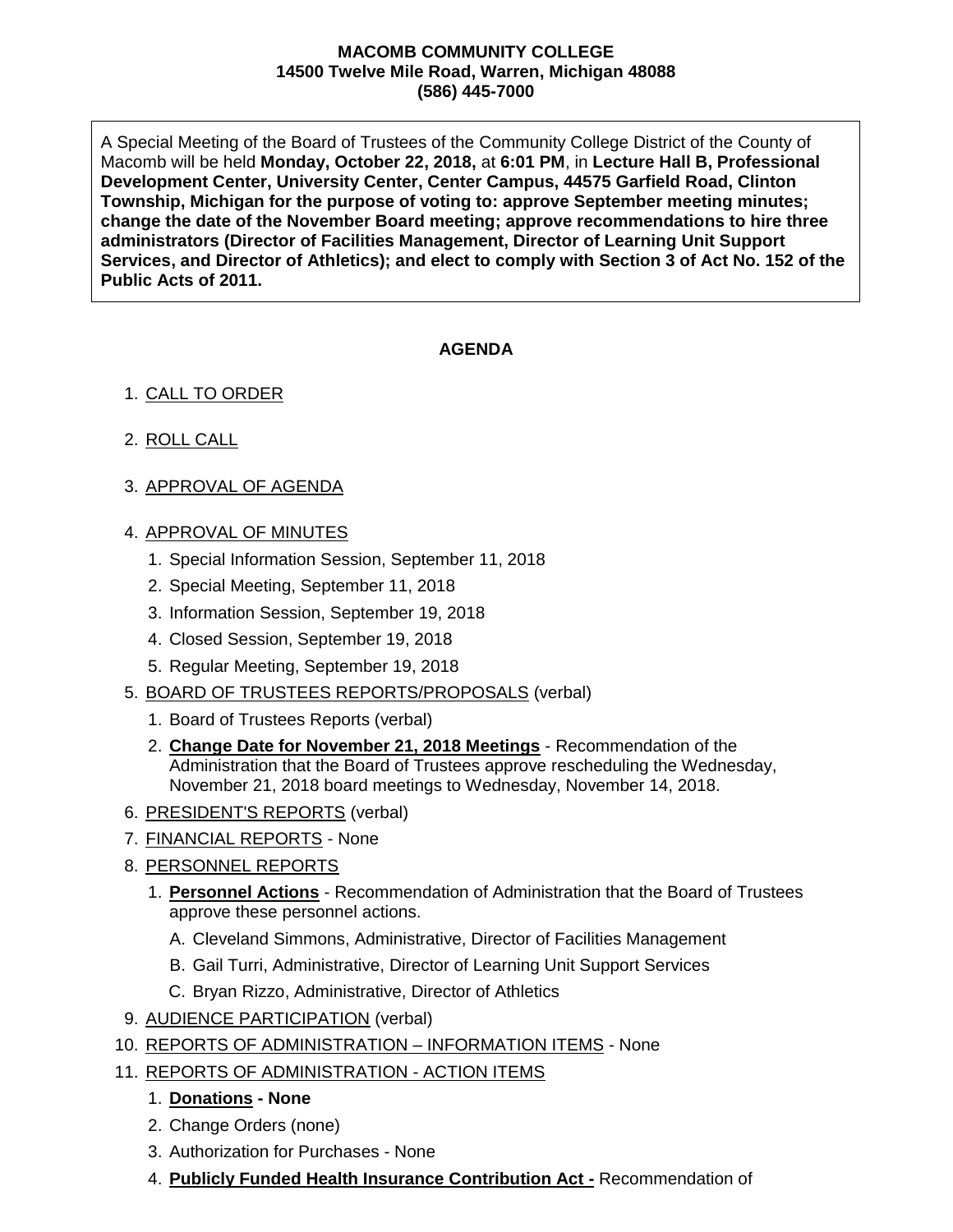**MACOMB COMMUNITY COLLEGE**
**14500 Twelve Mile Road, Warren, Michigan 48088**
**(586) 445-7000**

A Special Meeting of the Board of Trustees of the Community College District of the County of Macomb will be held **Monday, October 22, 2018,** at **6:01 PM**, in **Lecture Hall B, Professional Development Center, University Center, Center Campus, 44575 Garfield Road, Clinton Township, Michigan for the purpose of voting to: approve September meeting minutes; change the date of the November Board meeting; approve recommendations to hire three administrators (Director of Facilities Management, Director of Learning Unit Support Services, and Director of Athletics); and elect to comply with Section 3 of Act No. 152 of the Public Acts of 2011.**

## AGENDA

1. CALL TO ORDER
2. ROLL CALL
3. APPROVAL OF AGENDA
4. APPROVAL OF MINUTES
   1. Special Information Session, September 11, 2018
   2. Special Meeting, September 11, 2018
   3. Information Session, September 19, 2018
   4. Closed Session, September 19, 2018
   5. Regular Meeting, September 19, 2018
5. BOARD OF TRUSTEES REPORTS/PROPOSALS (verbal)
   1. Board of Trustees Reports (verbal)
   2. **Change Date for November 21, 2018 Meetings** - Recommendation of the Administration that the Board of Trustees approve rescheduling the Wednesday, November 21, 2018 board meetings to Wednesday, November 14, 2018.
6. PRESIDENT'S REPORTS (verbal)
7. FINANCIAL REPORTS - None
8. PERSONNEL REPORTS
   1. **Personnel Actions** - Recommendation of Administration that the Board of Trustees approve these personnel actions.
      - A. Cleveland Simmons, Administrative, Director of Facilities Management
      - B. Gail Turri, Administrative, Director of Learning Unit Support Services
      - C. Bryan Rizzo, Administrative, Director of Athletics
9. AUDIENCE PARTICIPATION (verbal)
10. REPORTS OF ADMINISTRATION – INFORMATION ITEMS - None
11. REPORTS OF ADMINISTRATION - ACTION ITEMS
    1. **Donations - None**
    2. Change Orders (none)
    3. Authorization for Purchases - None
    4. **Publicly Funded Health Insurance Contribution Act -** Recommendation of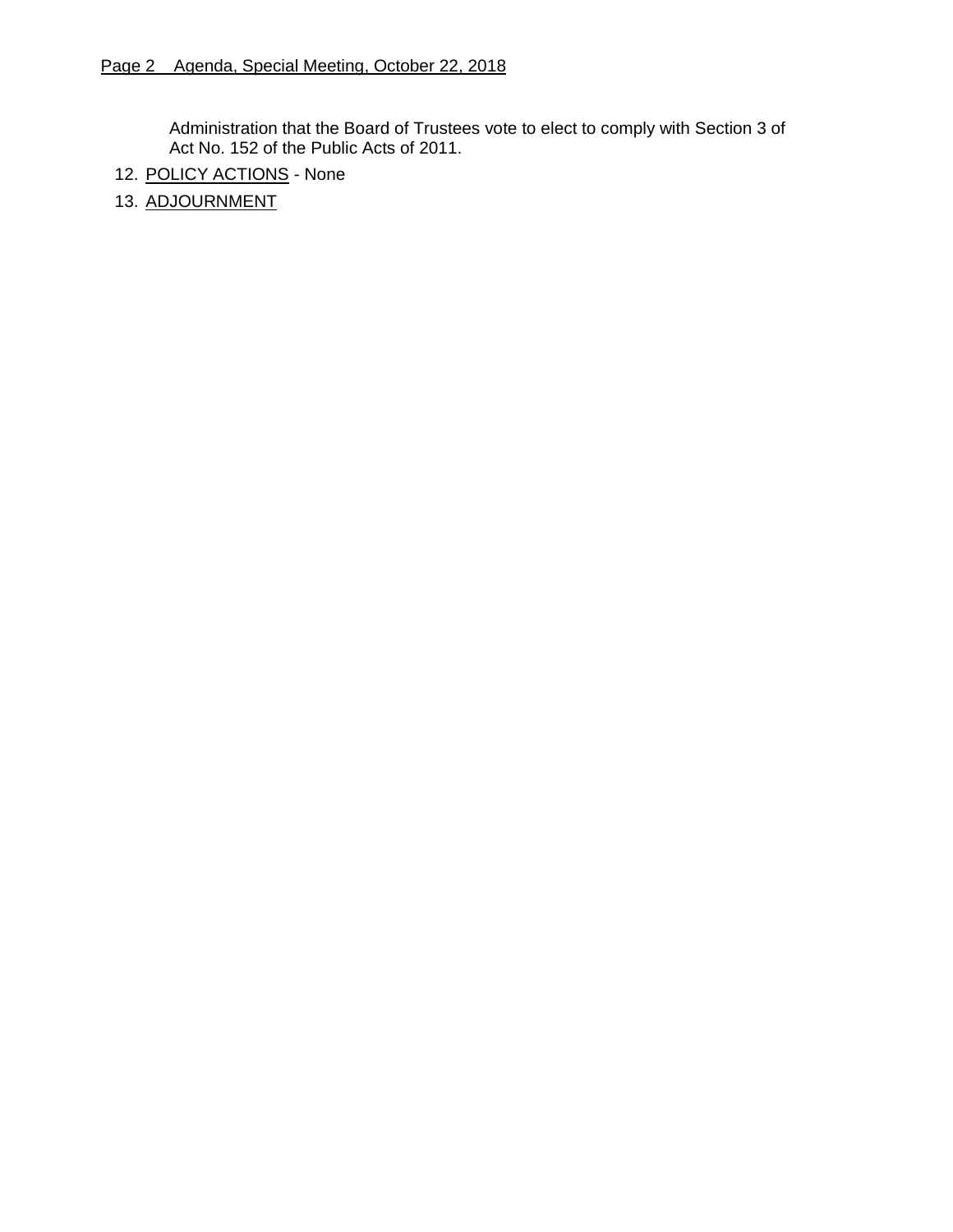Administration that the Board of Trustees vote to elect to comply with Section 3 of Act No. 152 of the Public Acts of 2011.

12. POLICY ACTIONS - None
13. ADJOURNMENT